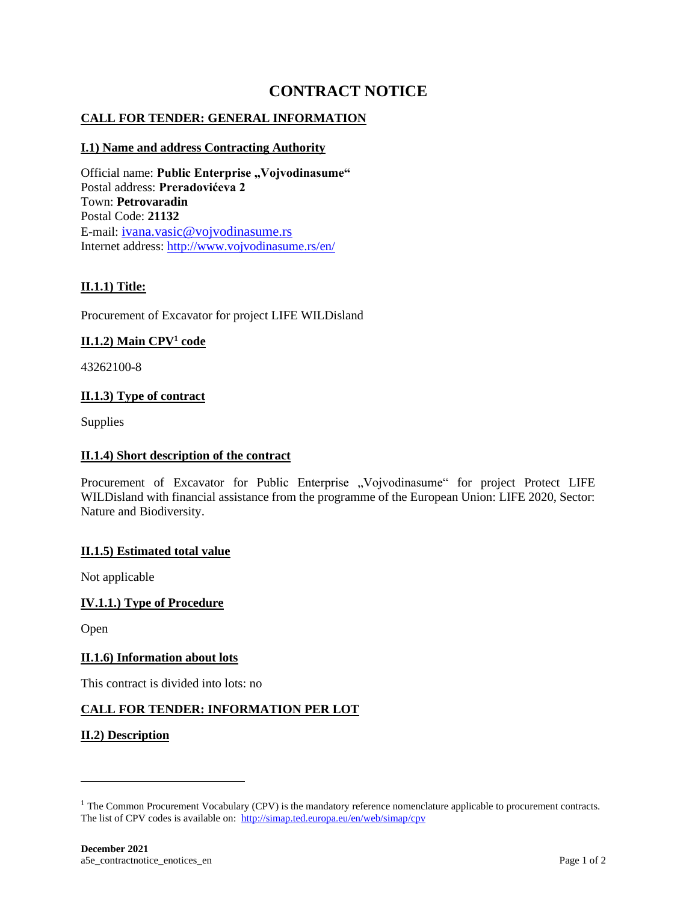# CONTRACT NOTICE

## CALL FOR TENDER: GENERAL INFORMATION

### I.1) Name and address Contracting Authority

Official name: **Public Enterprise „Vojvodinasume“**
Postal address: **Preradovićeva 2**
Town: **Petrovaradin**
Postal Code: **21132**
E-mail: ivana.vasic@vojvodinasume.rs
Internet address: http://www.vojvodinasume.rs/en/

### II.1.1) Title:

Procurement of Excavator for project LIFE WILDisland

### II.1.2) Main CPV[1] code

43262100-8

### II.1.3) Type of contract

Supplies

### II.1.4) Short description of the contract

Procurement of Excavator for Public Enterprise „Vojvodinasume“ for project Protect LIFE WILDisland with financial assistance from the programme of the European Union: LIFE 2020, Sector: Nature and Biodiversity.

### II.1.5) Estimated total value

Not applicable

### IV.1.1.) Type of Procedure

Open

### II.1.6) Information about lots

This contract is divided into lots: no

## CALL FOR TENDER: INFORMATION PER LOT

### II.2) Description

---

[1] The Common Procurement Vocabulary (CPV) is the mandatory reference nomenclature applicable to procurement contracts. The list of CPV codes is available on: http://simap.ted.europa.eu/en/web/simap/cpv

**December 2021**
a5e_contractnotice_enotices_en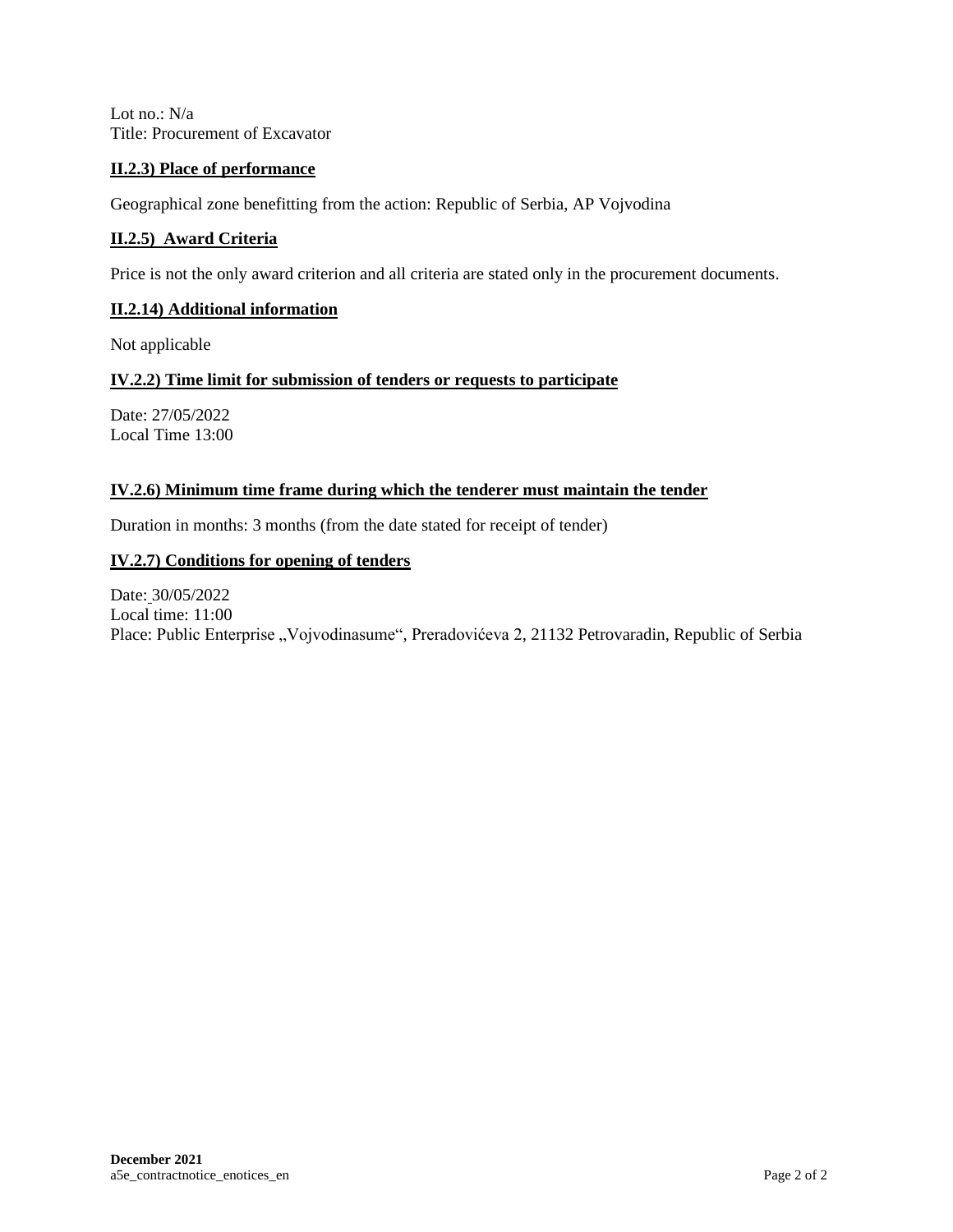Lot no.: N/a
Title: Procurement of Excavator

**II.2.3) Place of performance**

Geographical zone benefitting from the action: Republic of Serbia, AP Vojvodina

**II.2.5) Award Criteria**

Price is not the only award criterion and all criteria are stated only in the procurement documents.

**II.2.14) Additional information**

Not applicable

**IV.2.2) Time limit for submission of tenders or requests to participate**

Date: 27/05/2022
Local Time 13:00

**IV.2.6) Minimum time frame during which the tenderer must maintain the tender**

Duration in months: 3 months (from the date stated for receipt of tender)

**IV.2.7) Conditions for opening of tenders**

Date: 30/05/2022
Local time: 11:00
Place: Public Enterprise „Vojvodinasume“, Preradovićeva 2, 21132 Petrovaradin, Republic of Serbia